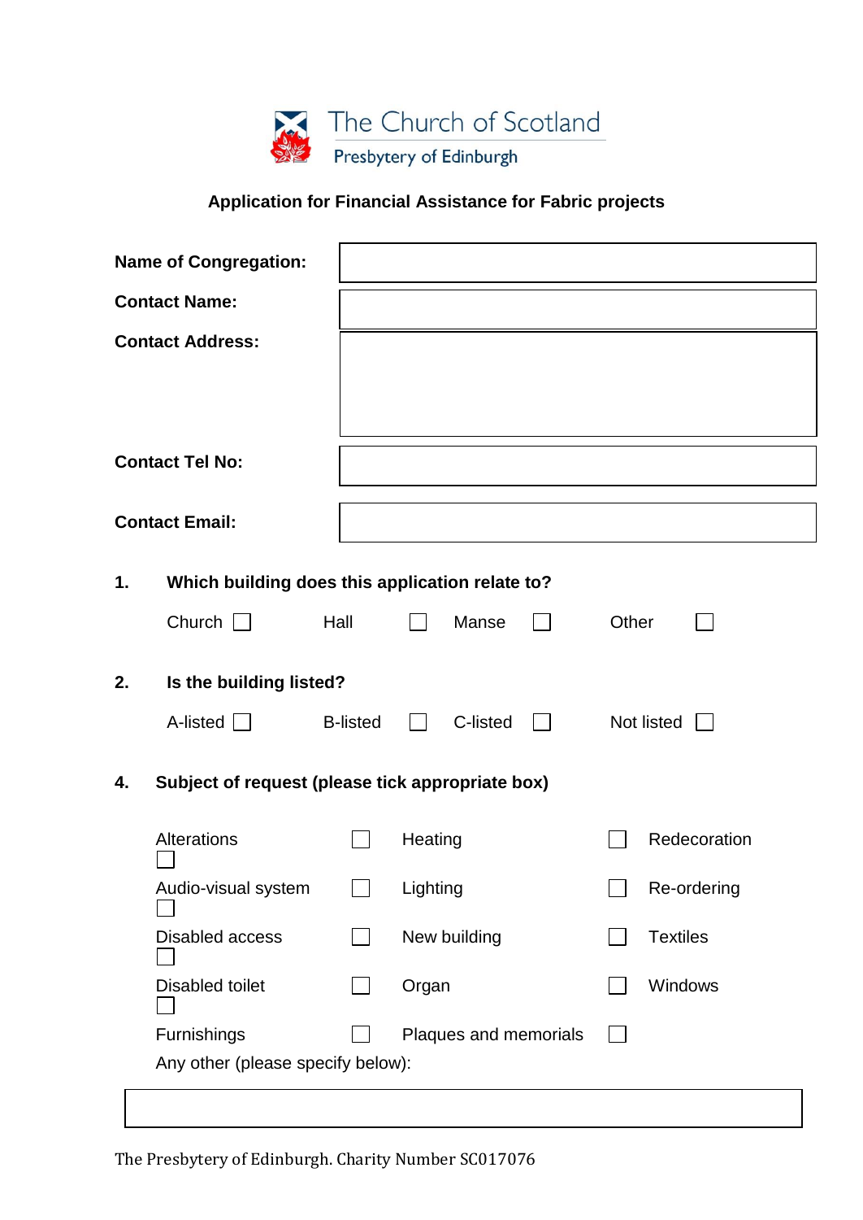# The Church of Scotland

## Presbytery of Edinburgh

**Application for Financial Assistance for Fabric projects**

| | |
|---|---|
| **Name of Congregation:** | |
| **Contact Name:** | |
| **Contact Address:** | |
| **Contact Tel No:** | |
| **Contact Email:** | |

**1. Which building does this application relate to?**

Church ☐ Hall ☐ Manse ☐ Other ☐

**2. Is the building listed?**

A-listed ☐ B-listed ☐ C-listed ☐ Not listed ☐

**4. Subject of request (please tick appropriate box)**

| | | |
|---|---|---|
| Alterations ☐ | Heating ☐ | Redecoration ☐ |
| Audio-visual system ☐ | Lighting ☐ | Re-ordering ☐ |
| Disabled access ☐ | New building ☐ | Textiles ☐ |
| Disabled toilet ☐ | Organ ☐ | Windows ☐ |
| Furnishings ☐ | Plaques and memorials ☐ | |

Any other (please specify below):

| |
|---|
| |

The Presbytery of Edinburgh. Charity Number SC017076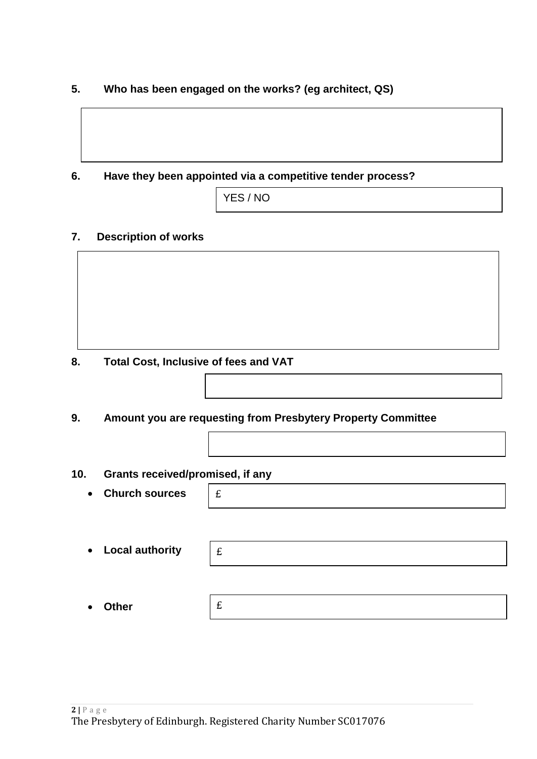**5. Who has been engaged on the works? (eg architect, QS)**

**6. Have they been appointed via a competitive tender process?**

YES / NO

**7. Description of works**

**8. Total Cost, Inclusive of fees and VAT**

**9. Amount you are requesting from Presbytery Property Committee**

**10. Grants received/promised, if any**

- **Church sources** £
- **Local authority** £
- **Other** £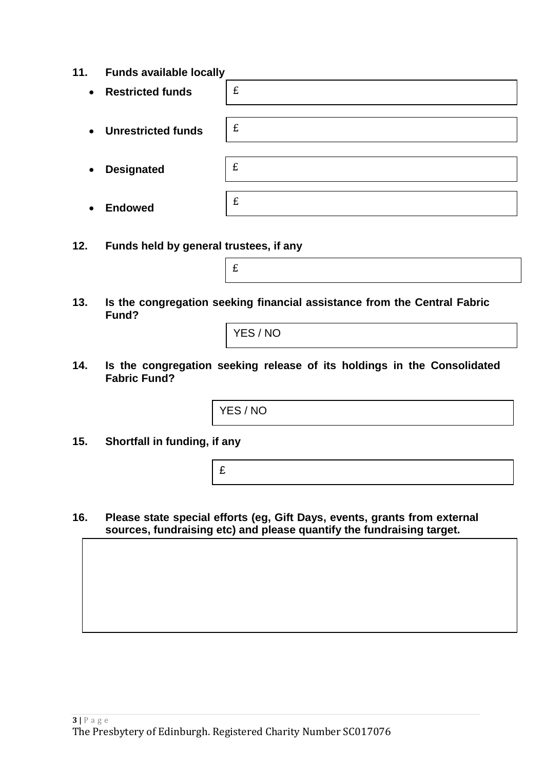**11. Funds available locally**

- **Restricted funds** £
- **Unrestricted funds** £
- **Designated** £
- **Endowed** £

**12. Funds held by general trustees, if any**

£

**13. Is the congregation seeking financial assistance from the Central Fabric Fund?**

YES / NO

**14. Is the congregation seeking release of its holdings in the Consolidated Fabric Fund?**

YES / NO

**15. Shortfall in funding, if any**

£

**16. Please state special efforts (eg, Gift Days, events, grants from external sources, fundraising etc) and please quantify the fundraising target.**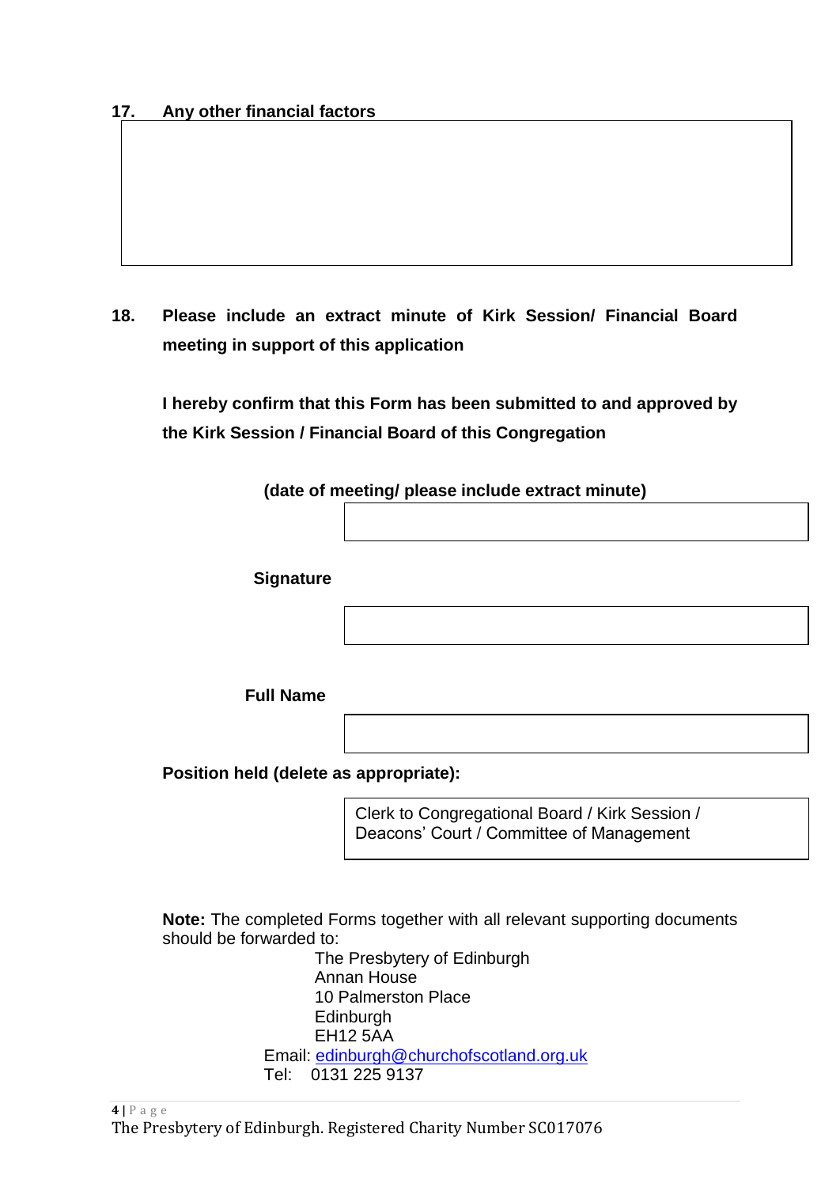**17. Any other financial factors**

**18. Please include an extract minute of Kirk Session/ Financial Board meeting in support of this application**

**I hereby confirm that this Form has been submitted to and approved by the Kirk Session / Financial Board of this Congregation**

**(date of meeting/ please include extract minute)**

**Signature**

**Full Name**

**Position held (delete as appropriate):**

Clerk to Congregational Board / Kirk Session / Deacons' Court / Committee of Management

**Note:** The completed Forms together with all relevant supporting documents should be forwarded to:

The Presbytery of Edinburgh
Annan House
10 Palmerston Place
Edinburgh
EH12 5AA

Email: edinburgh@churchofscotland.org.uk
Tel: 0131 225 9137

The Presbytery of Edinburgh. Registered Charity Number SC017076